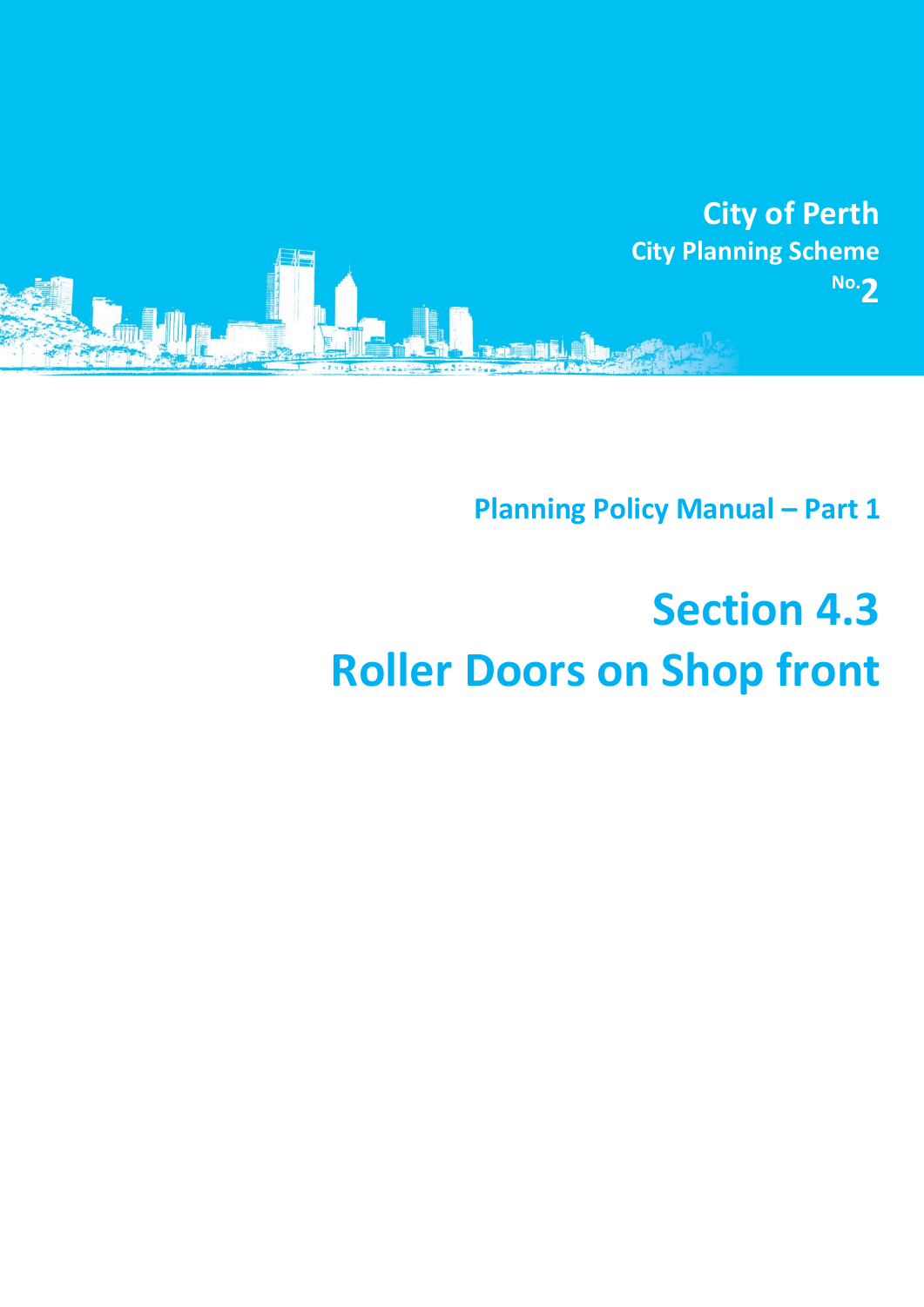City of Perth

City Planning Scheme No.2

Planning Policy Manual – Part 1

# Section 4.3
# Roller Doors on Shop front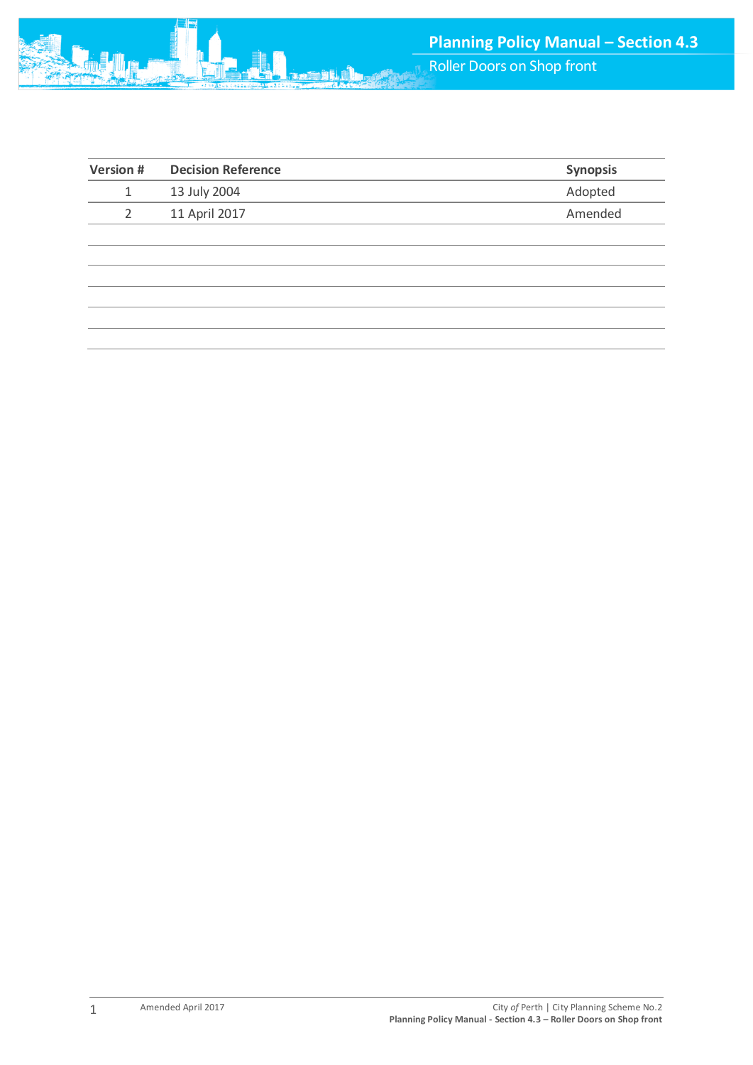| Version # | Decision Reference | Synopsis |
|---|---|---|
| 1 | 13 July 2004 | Adopted |
| 2 | 11 April 2017 | Amended |
| | | |
| | | |
| | | |
| | | |
| | | |
| | | |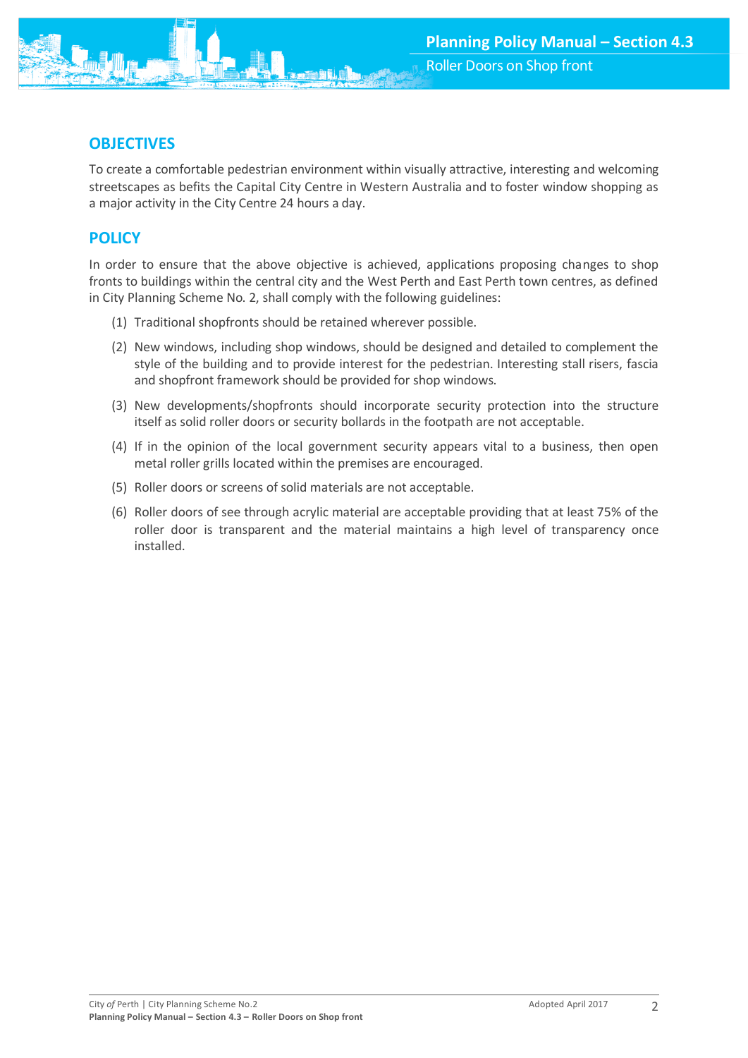## OBJECTIVES

To create a comfortable pedestrian environment within visually attractive, interesting and welcoming streetscapes as befits the Capital City Centre in Western Australia and to foster window shopping as a major activity in the City Centre 24 hours a day.

## POLICY

In order to ensure that the above objective is achieved, applications proposing changes to shop fronts to buildings within the central city and the West Perth and East Perth town centres, as defined in City Planning Scheme No. 2, shall comply with the following guidelines:

(1) Traditional shopfronts should be retained wherever possible.

(2) New windows, including shop windows, should be designed and detailed to complement the style of the building and to provide interest for the pedestrian. Interesting stall risers, fascia and shopfront framework should be provided for shop windows.

(3) New developments/shopfronts should incorporate security protection into the structure itself as solid roller doors or security bollards in the footpath are not acceptable.

(4) If in the opinion of the local government security appears vital to a business, then open metal roller grills located within the premises are encouraged.

(5) Roller doors or screens of solid materials are not acceptable.

(6) Roller doors of see through acrylic material are acceptable providing that at least 75% of the roller door is transparent and the material maintains a high level of transparency once installed.